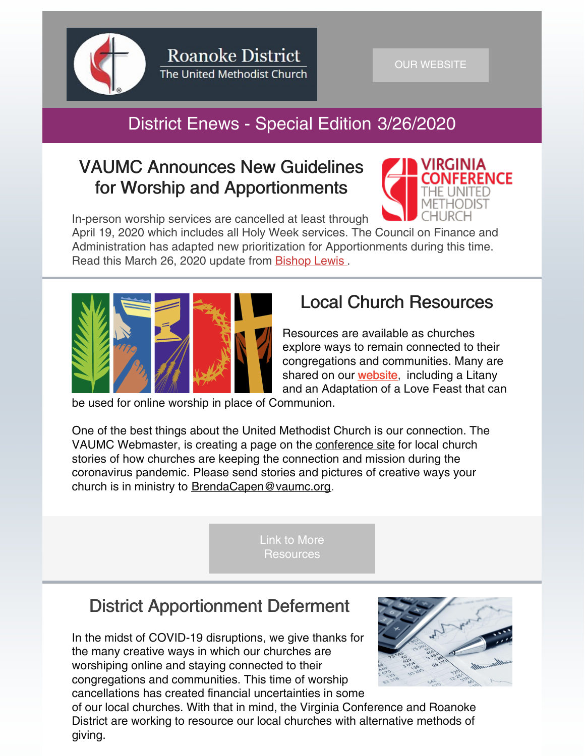Roanoke District
The United Methodist Church

OUR WEBSITE

# District Enews - Special Edition 3/26/2020

## VAUMC Announces New Guidelines for Worship and Apportionments

In-person worship services are cancelled at least through April 19, 2020 which includes all Holy Week services. The Council on Finance and Administration has adapted new prioritization for Apportionments during this time. Read this March 26, 2020 update from Bishop Lewis .

## Local Church Resources

Resources are available as churches explore ways to remain connected to their congregations and communities. Many are shared on our **website**, including a Litany and an Adaptation of a Love Feast that can be used for online worship in place of Communion.

One of the best things about the United Methodist Church is our connection. The VAUMC Webmaster, is creating a page on the conference site for local church stories of how churches are keeping the connection and mission during the coronavirus pandemic. Please send stories and pictures of creative ways your church is in ministry to BrendaCapen@vaumc.org.

Link to More Resources

## District Apportionment Deferment

In the midst of COVID-19 disruptions, we give thanks for the many creative ways in which our churches are worshiping online and staying connected to their congregations and communities. This time of worship cancellations has created financial uncertainties in some of our local churches. With that in mind, the Virginia Conference and Roanoke District are working to resource our local churches with alternative methods of giving.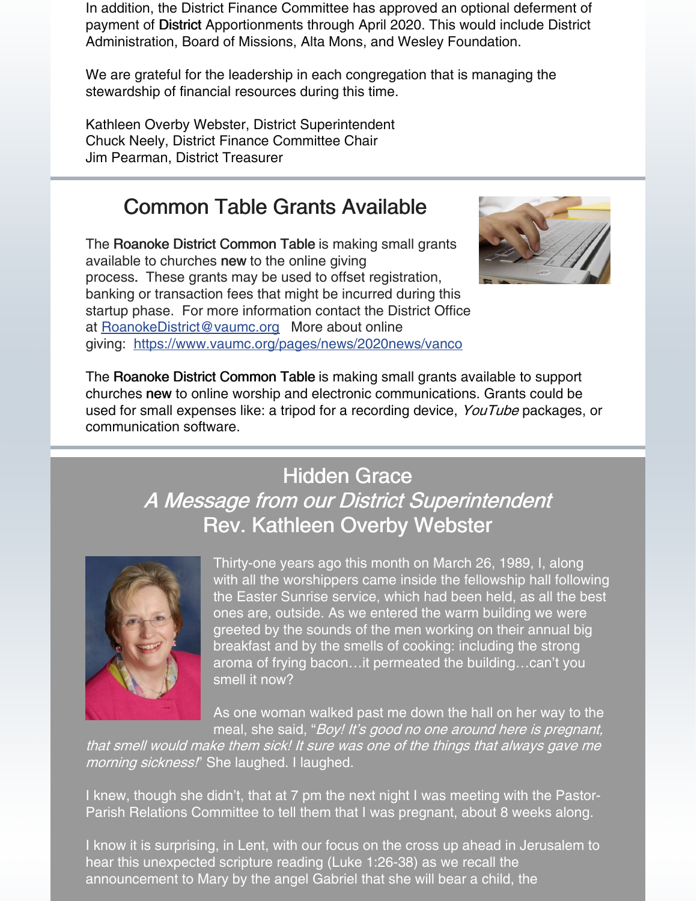In addition, the District Finance Committee has approved an optional deferment of payment of **District** Apportionments through April 2020. This would include District Administration, Board of Missions, Alta Mons, and Wesley Foundation.

We are grateful for the leadership in each congregation that is managing the stewardship of financial resources during this time.

Kathleen Overby Webster, District Superintendent
Chuck Neely, District Finance Committee Chair
Jim Pearman, District Treasurer

## Common Table Grants Available

The **Roanoke District Common Table** is making small grants available to churches **new** to the online giving process. These grants may be used to offset registration, banking or transaction fees that might be incurred during this startup phase. For more information contact the District Office at RoanokeDistrict@vaumc.org More about online giving: https://www.vaumc.org/pages/news/2020news/vanco

The **Roanoke District Common Table** is making small grants available to support churches **new** to online worship and electronic communications. Grants could be used for small expenses like: a tripod for a recording device, *YouTube* packages, or communication software.

## Hidden Grace
### *A Message from our District Superintendent*
### Rev. Kathleen Overby Webster

Thirty-one years ago this month on March 26, 1989, I, along with all the worshippers came inside the fellowship hall following the Easter Sunrise service, which had been held, as all the best ones are, outside. As we entered the warm building we were greeted by the sounds of the men working on their annual big breakfast and by the smells of cooking: including the strong aroma of frying bacon…it permeated the building…can't you smell it now?

As one woman walked past me down the hall on her way to the meal, she said, "*Boy! It's good no one around here is pregnant, that smell would make them sick! It sure was one of the things that always gave me morning sickness!*" She laughed. I laughed.

I knew, though she didn't, that at 7 pm the next night I was meeting with the Pastor-Parish Relations Committee to tell them that I was pregnant, about 8 weeks along.

I know it is surprising, in Lent, with our focus on the cross up ahead in Jerusalem to hear this unexpected scripture reading (Luke 1:26-38) as we recall the announcement to Mary by the angel Gabriel that she will bear a child, the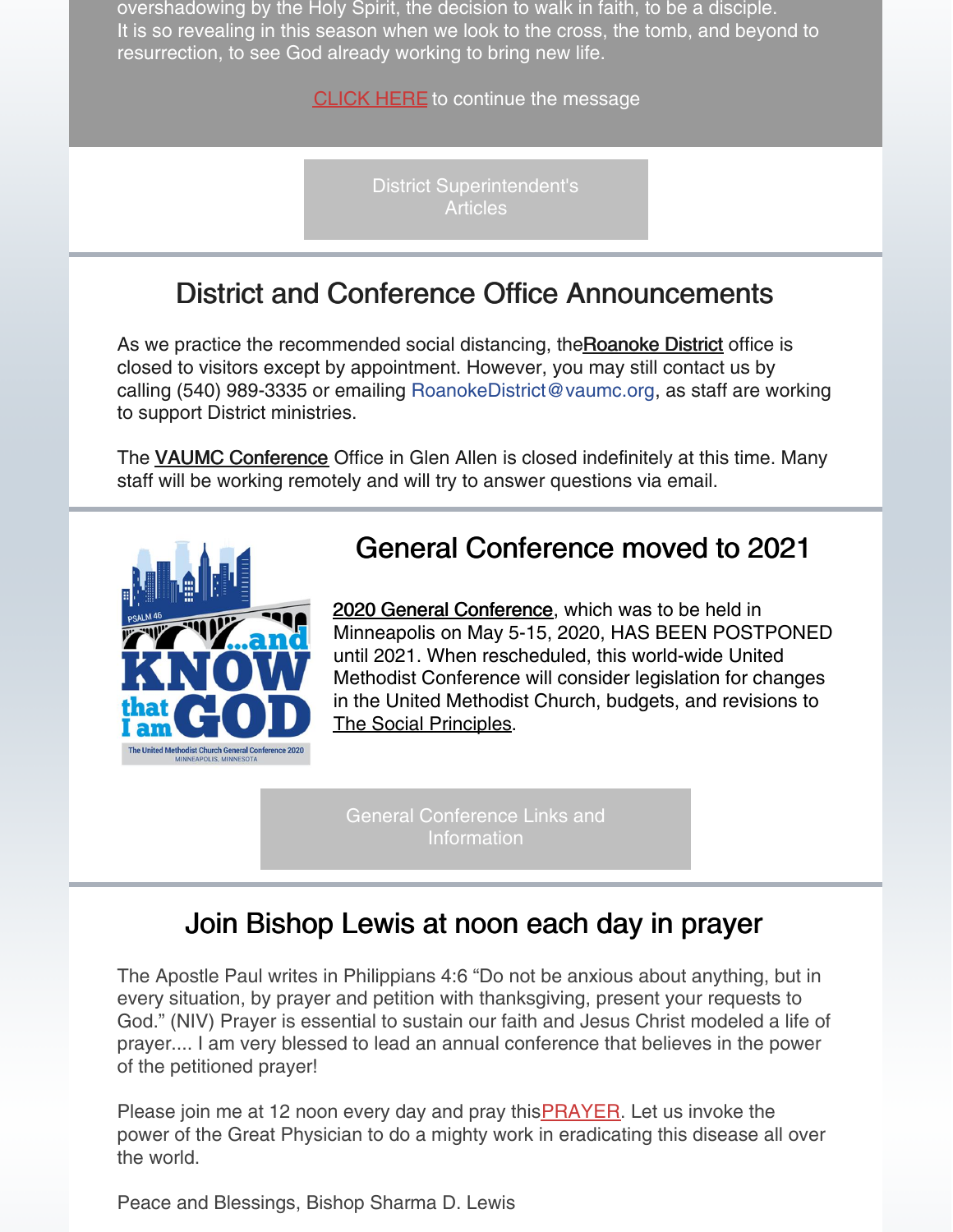overshadowing by the Holy Spirit, the decision to walk in faith, to be a disciple. It is so revealing in this season when we look to the cross, the tomb, and beyond to resurrection, to see God already working to bring new life.

CLICK HERE to continue the message

District Superintendent's Articles

## District and Conference Office Announcements

As we practice the recommended social distancing, theRoanoke District office is closed to visitors except by appointment. However, you may still contact us by calling (540) 989-3335 or emailing RoanokeDistrict@vaumc.org, as staff are working to support District ministries.

The VAUMC Conference Office in Glen Allen is closed indefinitely at this time. Many staff will be working remotely and will try to answer questions via email.

## General Conference moved to 2021

2020 General Conference, which was to be held in Minneapolis on May 5-15, 2020, HAS BEEN POSTPONED until 2021. When rescheduled, this world-wide United Methodist Conference will consider legislation for changes in the United Methodist Church, budgets, and revisions to The Social Principles.

General Conference Links and Information

## Join Bishop Lewis at noon each day in prayer

The Apostle Paul writes in Philippians 4:6 "Do not be anxious about anything, but in every situation, by prayer and petition with thanksgiving, present your requests to God." (NIV) Prayer is essential to sustain our faith and Jesus Christ modeled a life of prayer.... I am very blessed to lead an annual conference that believes in the power of the petitioned prayer!

Please join me at 12 noon every day and pray thisPRAYER. Let us invoke the power of the Great Physician to do a mighty work in eradicating this disease all over the world.

Peace and Blessings, Bishop Sharma D. Lewis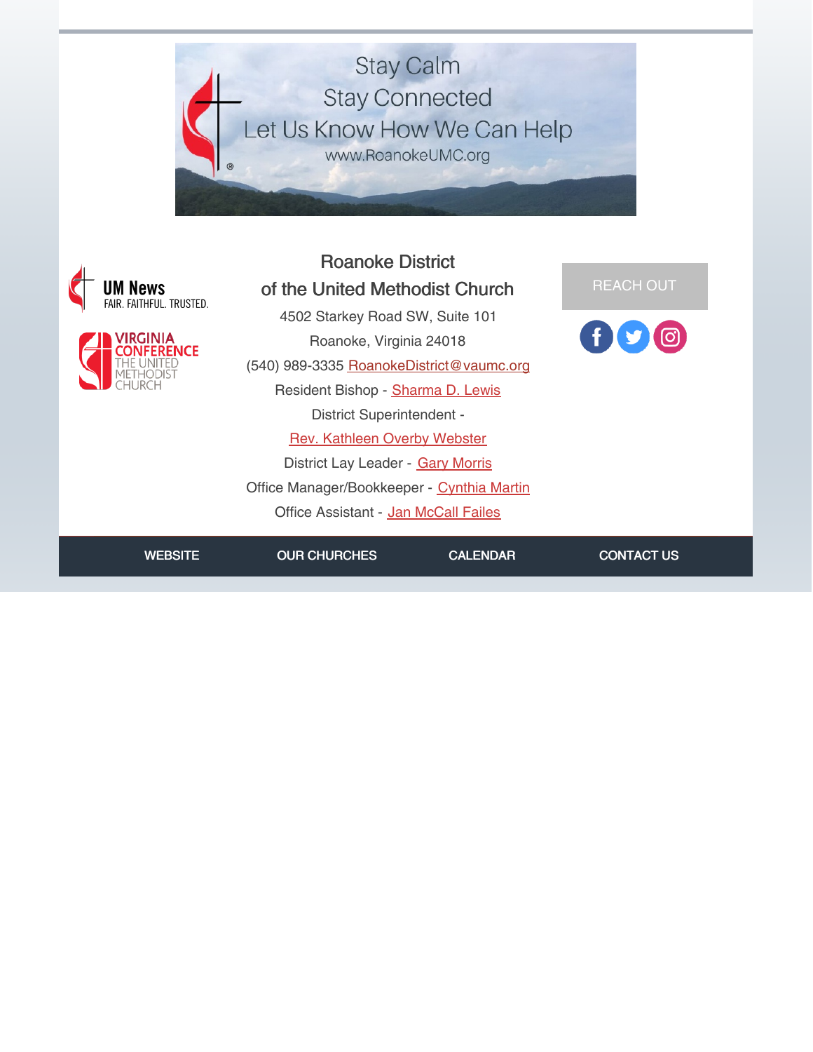Stay Calm
Stay Connected
Let Us Know How We Can Help
www.RoanokeUMC.org

UM News
FAIR. FAITHFUL. TRUSTED.

VIRGINIA CONFERENCE
THE UNITED METHODIST CHURCH

## Roanoke District
## of the United Methodist Church

4502 Starkey Road SW, Suite 101

Roanoke, Virginia 24018

(540) 989-3335 RoanokeDistrict@vaumc.org

Resident Bishop - Sharma D. Lewis

District Superintendent -

Rev. Kathleen Overby Webster

District Lay Leader - Gary Morris

Office Manager/Bookkeeper - Cynthia Martin

Office Assistant - Jan McCall Failes

REACH OUT

WEBSITE | OUR CHURCHES | CALENDAR | CONTACT US